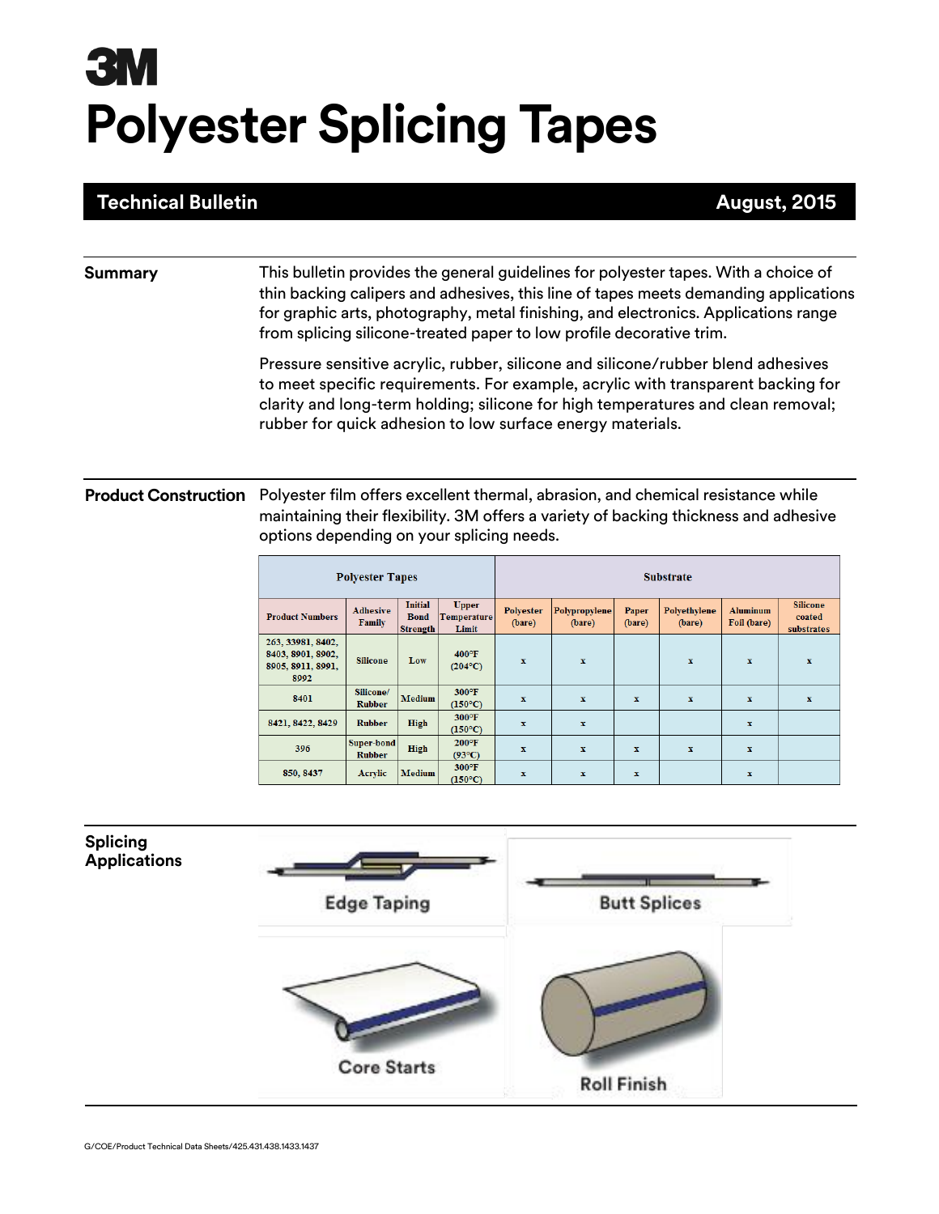# 3M

# Polyester Splicing Tapes

**Technical Bulletin** **August, 2015**

## Summary

This bulletin provides the general guidelines for polyester tapes. With a choice of thin backing calipers and adhesives, this line of tapes meets demanding applications for graphic arts, photography, metal finishing, and electronics. Applications range from splicing silicone-treated paper to low profile decorative trim.

Pressure sensitive acrylic, rubber, silicone and silicone/rubber blend adhesives to meet specific requirements. For example, acrylic with transparent backing for clarity and long-term holding; silicone for high temperatures and clean removal; rubber for quick adhesion to low surface energy materials.

## Product Construction

Polyester film offers excellent thermal, abrasion, and chemical resistance while maintaining their flexibility. 3M offers a variety of backing thickness and adhesive options depending on your splicing needs.

| Polyester Tapes | | | | Substrate | | | | | |
|---|---|---|---|---|---|---|---|---|---|
| Product Numbers | Adhesive Family | Initial Bond Strength | Upper Temperature Limit | Polyester (bare) | Polypropylene (bare) | Paper (bare) | Polyethylene (bare) | Aluminum Foil (bare) | Silicone coated substrates |
| 263, 33981, 8402, 8403, 8901, 8902, 8905, 8911, 8991, 8992 | Silicone | Low | 400°F (204°C) | x | x | | x | x | x |
| 8401 | Silicone/ Rubber | Medium | 300°F (150°C) | x | x | x | x | x | x |
| 8421, 8422, 8429 | Rubber | High | 300°F (150°C) | x | x | | | x | |
| 396 | Super-bond Rubber | High | 200°F (93°C) | x | x | x | x | x | |
| 850, 8437 | Acrylic | Medium | 300°F (150°C) | x | x | x | | x | |

## Splicing Applications

Edge Taping

Butt Splices

Core Starts

Roll Finish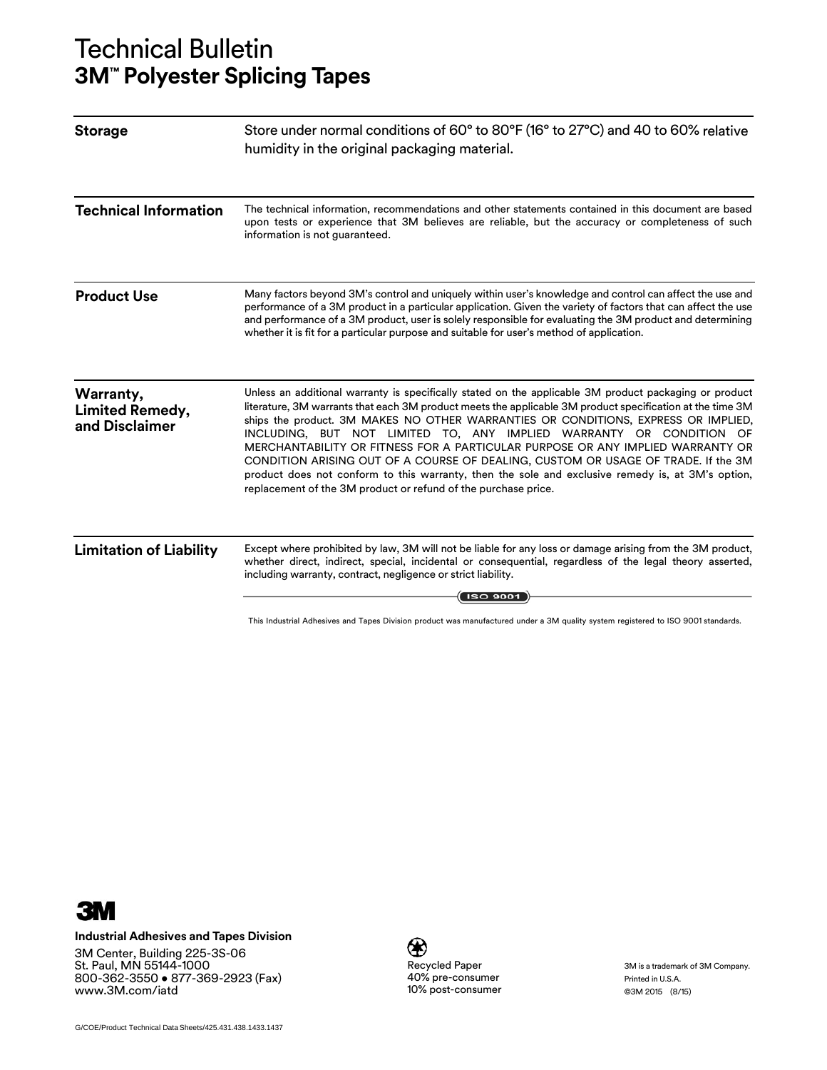# Technical Bulletin
## 3M™ Polyester Splicing Tapes

**Storage**

Store under normal conditions of 60° to 80°F (16° to 27°C) and 40 to 60% relative humidity in the original packaging material.

**Technical Information**

The technical information, recommendations and other statements contained in this document are based upon tests or experience that 3M believes are reliable, but the accuracy or completeness of such information is not guaranteed.

**Product Use**

Many factors beyond 3M's control and uniquely within user's knowledge and control can affect the use and performance of a 3M product in a particular application. Given the variety of factors that can affect the use and performance of a 3M product, user is solely responsible for evaluating the 3M product and determining whether it is fit for a particular purpose and suitable for user's method of application.

**Warranty, Limited Remedy, and Disclaimer**

Unless an additional warranty is specifically stated on the applicable 3M product packaging or product literature, 3M warrants that each 3M product meets the applicable 3M product specification at the time 3M ships the product. 3M MAKES NO OTHER WARRANTIES OR CONDITIONS, EXPRESS OR IMPLIED, INCLUDING, BUT NOT LIMITED TO, ANY IMPLIED WARRANTY OR CONDITION OF MERCHANTABILITY OR FITNESS FOR A PARTICULAR PURPOSE OR ANY IMPLIED WARRANTY OR CONDITION ARISING OUT OF A COURSE OF DEALING, CUSTOM OR USAGE OF TRADE. If the 3M product does not conform to this warranty, then the sole and exclusive remedy is, at 3M's option, replacement of the 3M product or refund of the purchase price.

**Limitation of Liability**

Except where prohibited by law, 3M will not be liable for any loss or damage arising from the 3M product, whether direct, indirect, special, incidental or consequential, regardless of the legal theory asserted, including warranty, contract, negligence or strict liability.

ISO 9001

This Industrial Adhesives and Tapes Division product was manufactured under a 3M quality system registered to ISO 9001 standards.

3M

**Industrial Adhesives and Tapes Division**

3M Center, Building 225-3S-06
St. Paul, MN 55144-1000
800-362-3550 • 877-369-2923 (Fax)
www.3M.com/iatd

Recycled Paper
40% pre-consumer
10% post-consumer

3M is a trademark of 3M Company.
Printed in U.S.A.
©3M 2015 (8/15)

G/COE/Product Technical Data Sheets/425.431.438.1433.1437